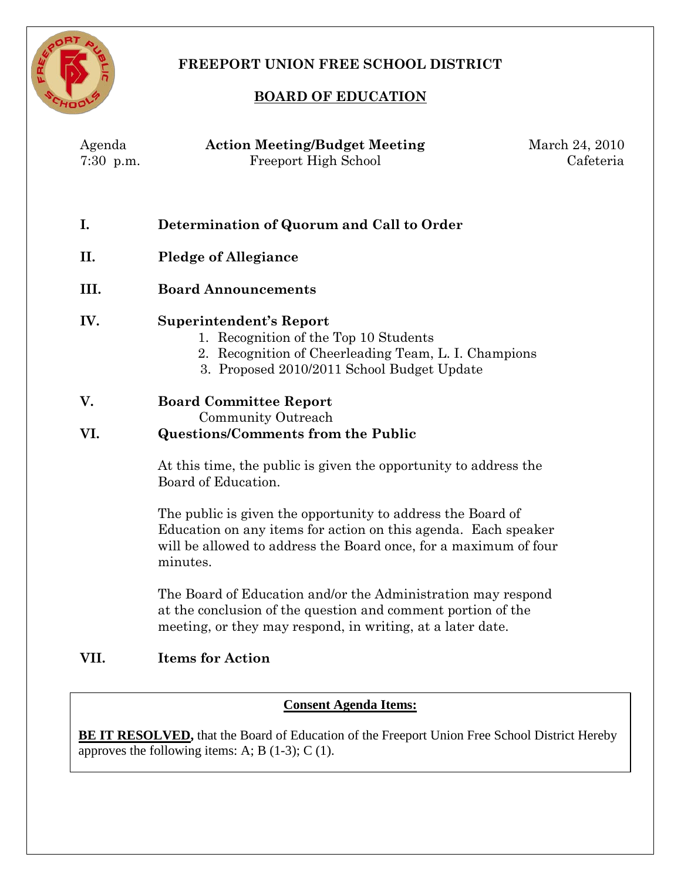# FREEPORT UNION FREE SCHOOL DISTRICT

## BOARD OF EDUCATION

Agenda — **Action Meeting/Budget Meeting** — March 24, 2010
7:30 p.m. — Freeport High School — Cafeteria

**I. Determination of Quorum and Call to Order**

**II. Pledge of Allegiance**

**III. Board Announcements**

**IV. Superintendent's Report**

1. Recognition of the Top 10 Students
2. Recognition of Cheerleading Team, L. I. Champions
3. Proposed 2010/2011 School Budget Update

**V. Board Committee Report**

Community Outreach

**VI. Questions/Comments from the Public**

At this time, the public is given the opportunity to address the Board of Education.

The public is given the opportunity to address the Board of Education on any items for action on this agenda. Each speaker will be allowed to address the Board once, for a maximum of four minutes.

The Board of Education and/or the Administration may respond at the conclusion of the question and comment portion of the meeting, or they may respond, in writing, at a later date.

**VII. Items for Action**

**Consent Agenda Items:**

**BE IT RESOLVED,** that the Board of Education of the Freeport Union Free School District Hereby approves the following items: A; B (1-3); C (1).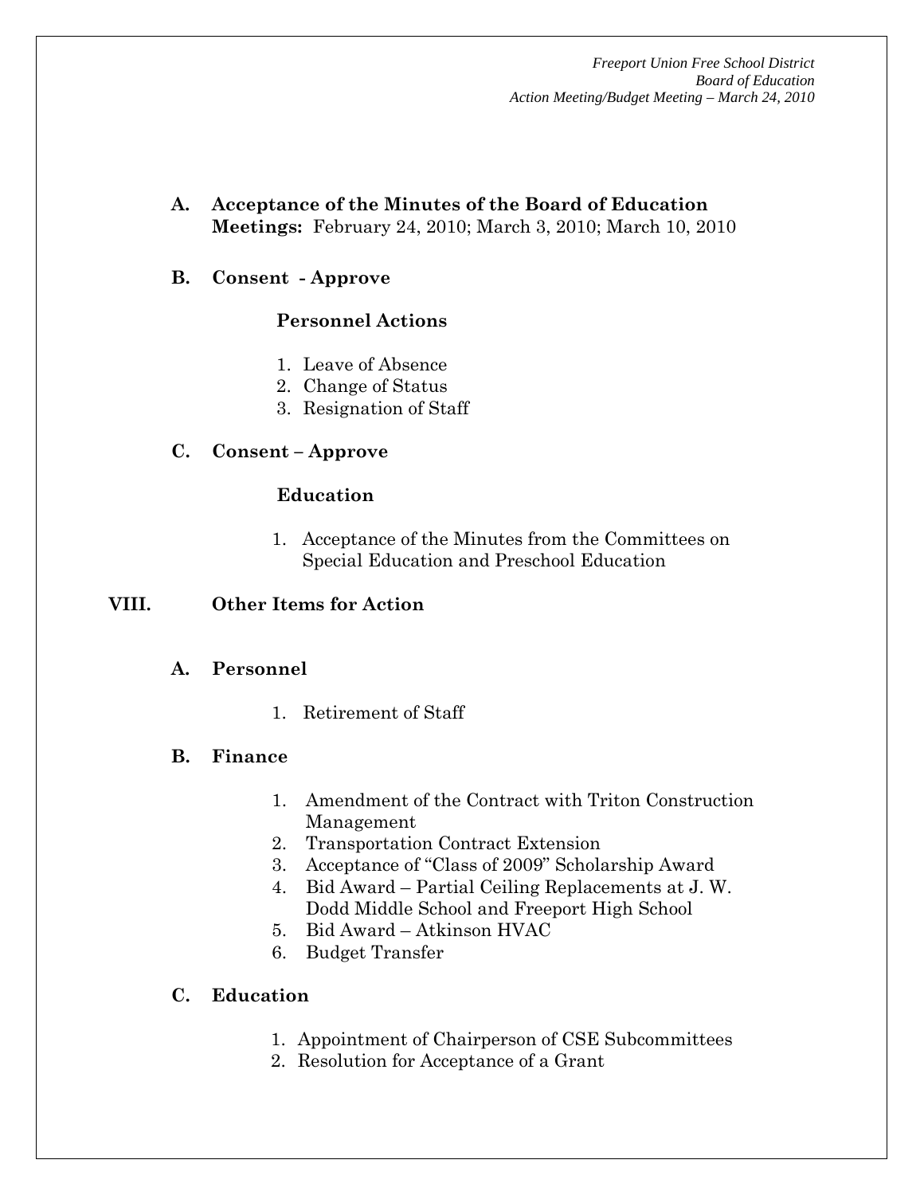**A. Acceptance of the Minutes of the Board of Education Meetings:** February 24, 2010; March 3, 2010; March 10, 2010

**B. Consent - Approve**

**Personnel Actions**

1. Leave of Absence
2. Change of Status
3. Resignation of Staff

**C. Consent – Approve**

**Education**

1. Acceptance of the Minutes from the Committees on Special Education and Preschool Education

## VIII. Other Items for Action

**A. Personnel**

1. Retirement of Staff

**B. Finance**

1. Amendment of the Contract with Triton Construction Management
2. Transportation Contract Extension
3. Acceptance of "Class of 2009" Scholarship Award
4. Bid Award – Partial Ceiling Replacements at J. W. Dodd Middle School and Freeport High School
5. Bid Award – Atkinson HVAC
6. Budget Transfer

**C. Education**

1. Appointment of Chairperson of CSE Subcommittees
2. Resolution for Acceptance of a Grant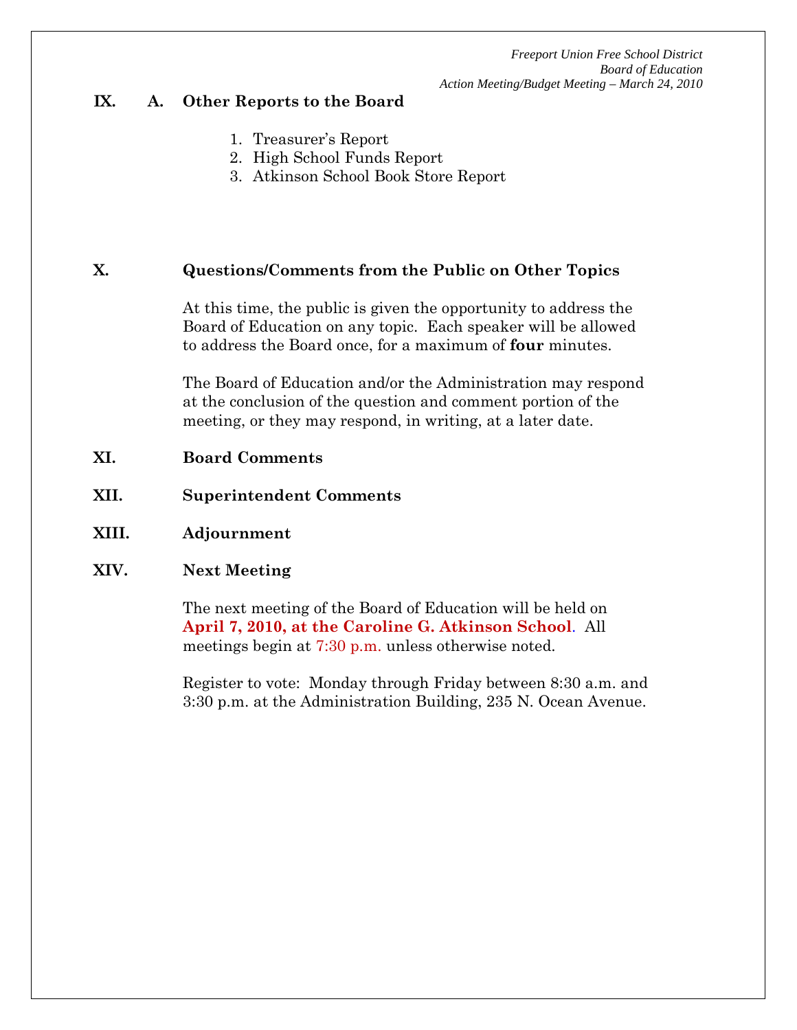## IX. A. Other Reports to the Board

1. Treasurer's Report
2. High School Funds Report
3. Atkinson School Book Store Report

## X. Questions/Comments from the Public on Other Topics

At this time, the public is given the opportunity to address the Board of Education on any topic. Each speaker will be allowed to address the Board once, for a maximum of **four** minutes.

The Board of Education and/or the Administration may respond at the conclusion of the question and comment portion of the meeting, or they may respond, in writing, at a later date.

## XI. Board Comments

## XII. Superintendent Comments

## XIII. Adjournment

## XIV. Next Meeting

The next meeting of the Board of Education will be held on **April 7, 2010, at the Caroline G. Atkinson School**. All meetings begin at 7:30 p.m. unless otherwise noted.

Register to vote: Monday through Friday between 8:30 a.m. and 3:30 p.m. at the Administration Building, 235 N. Ocean Avenue.